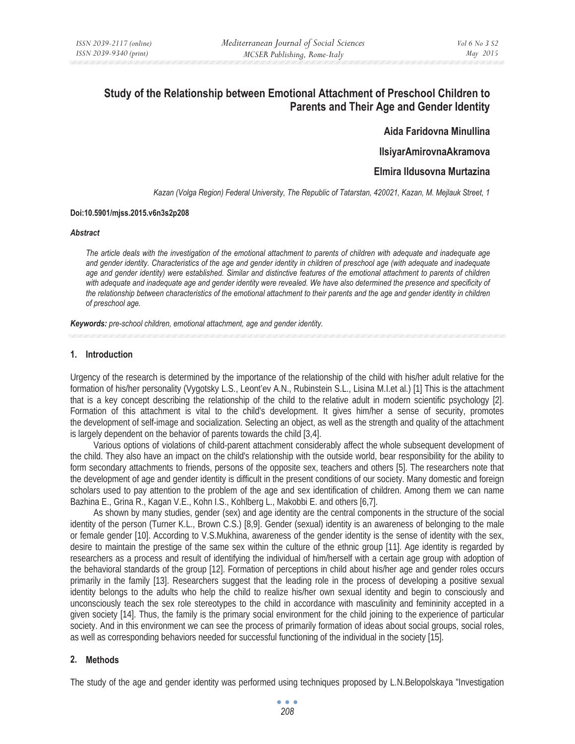# Study of the Relationship between Emotional Attachment of Preschool Children to Parents and Their Age and Gender Identity

**Aida Faridovna Minullina**

**IlsiyarAmirovnaAkramova**

**Elmira Ildusovna Murtazina**

*Kazan (Volga Region) Federal University, The Republic of Tatarstan, 420021, Kazan, M. Mejlauk Street, 1*

**Doi:10.5901/mjss.2015.v6n3s2p208**

***Abstract***

*The article deals with the investigation of the emotional attachment to parents of children with adequate and inadequate age and gender identity. Characteristics of the age and gender identity in children of preschool age (with adequate and inadequate age and gender identity) were established. Similar and distinctive features of the emotional attachment to parents of children with adequate and inadequate age and gender identity were revealed. We have also determined the presence and specificity of the relationship between characteristics of the emotional attachment to their parents and the age and gender identity in children of preschool age.*

***Keywords:*** *pre-school children, emotional attachment, age and gender identity.*

## 1. Introduction

Urgency of the research is determined by the importance of the relationship of the child with his/her adult relative for the formation of his/her personality (Vygotsky L.S., Leont'ev A.N., Rubinstein S.L., Lisina M.I.et al.) [1] This is the attachment that is a key concept describing the relationship of the child to the relative adult in modern scientific psychology [2]. Formation of this attachment is vital to the child's development. It gives him/her a sense of security, promotes the development of self-image and socialization. Selecting an object, as well as the strength and quality of the attachment is largely dependent on the behavior of parents towards the child [3,4].

Various options of violations of child-parent attachment considerably affect the whole subsequent development of the child. They also have an impact on the child's relationship with the outside world, bear responsibility for the ability to form secondary attachments to friends, persons of the opposite sex, teachers and others [5]. The researchers note that the development of age and gender identity is difficult in the present conditions of our society. Many domestic and foreign scholars used to pay attention to the problem of the age and sex identification of children. Among them we can name Bazhina E., Grina R., Kagan V.E., Kohn I.S., Kohlberg L., Makobbi E. and others [6,7].

As shown by many studies, gender (sex) and age identity are the central components in the structure of the social identity of the person (Turner K.L., Brown C.S.) [8,9]. Gender (sexual) identity is an awareness of belonging to the male or female gender [10]. According to V.S.Mukhina, awareness of the gender identity is the sense of identity with the sex, desire to maintain the prestige of the same sex within the culture of the ethnic group [11]. Age identity is regarded by researchers as a process and result of identifying the individual of him/herself with a certain age group with adoption of the behavioral standards of the group [12]. Formation of perceptions in child about his/her age and gender roles occurs primarily in the family [13]. Researchers suggest that the leading role in the process of developing a positive sexual identity belongs to the adults who help the child to realize his/her own sexual identity and begin to consciously and unconsciously teach the sex role stereotypes to the child in accordance with masculinity and femininity accepted in a given society [14]. Thus, the family is the primary social environment for the child joining to the experience of particular society. And in this environment we can see the process of primarily formation of ideas about social groups, social roles, as well as corresponding behaviors needed for successful functioning of the individual in the society [15].

## 2. Methods

The study of the age and gender identity was performed using techniques proposed by L.N.Belopolskaya "Investigation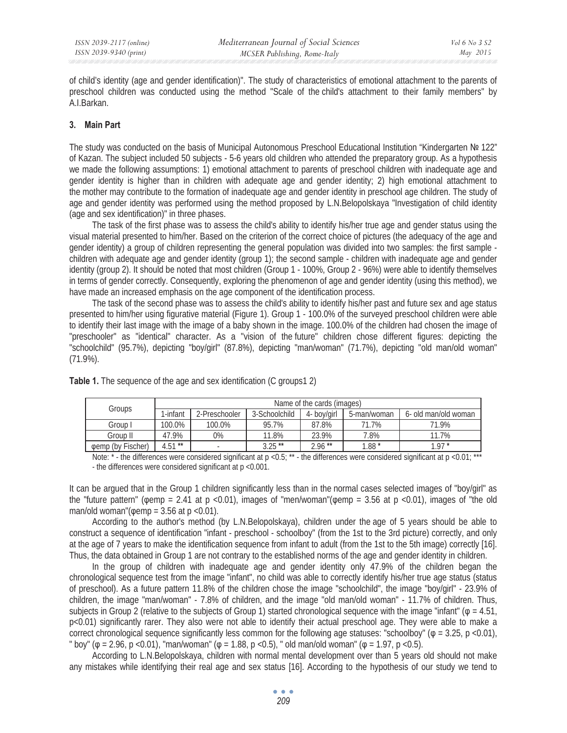of child's identity (age and gender identification)". The study of characteristics of emotional attachment to the parents of preschool children was conducted using the method "Scale of the child's attachment to their family members" by A.I.Barkan.

## 3. Main Part

The study was conducted on the basis of Municipal Autonomous Preschool Educational Institution "Kindergarten № 122" of Kazan. The subject included 50 subjects - 5-6 years old children who attended the preparatory group. As a hypothesis we made the following assumptions: 1) emotional attachment to parents of preschool children with inadequate age and gender identity is higher than in children with adequate age and gender identity; 2) high emotional attachment to the mother may contribute to the formation of inadequate age and gender identity in preschool age children. The study of age and gender identity was performed using the method proposed by L.N.Belopolskaya "Investigation of child identity (age and sex identification)" in three phases.

The task of the first phase was to assess the child's ability to identify his/her true age and gender status using the visual material presented to him/her. Based on the criterion of the correct choice of pictures (the adequacy of the age and gender identity) a group of children representing the general population was divided into two samples: the first sample - children with adequate age and gender identity (group 1); the second sample - children with inadequate age and gender identity (group 2). It should be noted that most children (Group 1 - 100%, Group 2 - 96%) were able to identify themselves in terms of gender correctly. Consequently, exploring the phenomenon of age and gender identity (using this method), we have made an increased emphasis on the age component of the identification process.

The task of the second phase was to assess the child's ability to identify his/her past and future sex and age status presented to him/her using figurative material (Figure 1). Group 1 - 100.0% of the surveyed preschool children were able to identify their last image with the image of a baby shown in the image. 100.0% of the children had chosen the image of "preschooler" as "identical" character. As a "vision of the future" children chose different figures: depicting the "schoolchild" (95.7%), depicting "boy/girl" (87.8%), depicting "man/woman" (71.7%), depicting "old man/old woman" (71.9%).

**Table 1.** The sequence of the age and sex identification (C groups1 2)

| Groups | Name of the cards (images) | | | | | |
|---|---|---|---|---|---|---|
| | 1-infant | 2-Preschooler | 3-Schoolchild | 4- boy/girl | 5-man/woman | 6- old man/old woman |
| Group I | 100.0% | 100.0% | 95.7% | 87.8% | 71.7% | 71.9% |
| Group II | 47.9% | 0% | 11.8% | 23.9% | 7.8% | 11.7% |
| φemp (by Fischer) | 4.51 ** | - | 3.25 ** | 2.96 ** | 1.88 * | 1.97 * |

Note: * - the differences were considered significant at $p < 0.5$; ** - the differences were considered significant at $p < 0.01$; *** - the differences were considered significant at $p < 0.001$.

It can be argued that in the Group 1 children significantly less than in the normal cases selected images of "boy/girl" as the "future pattern" ($\varphi_{emp} = 2.41$ at $p < 0.01$), images of "men/woman"($\varphi_{emp} = 3.56$ at $p < 0.01$), images of "the old man/old woman"($\varphi_{emp} = 3.56$ at $p < 0.01$).

According to the author's method (by L.N.Belopolskaya), children under the age of 5 years should be able to construct a sequence of identification "infant - preschool - schoolboy" (from the 1st to the 3rd picture) correctly, and only at the age of 7 years to make the identification sequence from infant to adult (from the 1st to the 5th image) correctly [16]. Thus, the data obtained in Group 1 are not contrary to the established norms of the age and gender identity in children.

In the group of children with inadequate age and gender identity only 47.9% of the children began the chronological sequence test from the image "infant", no child was able to correctly identify his/her true age status (status of preschool). As a future pattern 11.8% of the children chose the image "schoolchild", the image "boy/girl" - 23.9% of children, the image "man/woman" - 7.8% of children, and the image "old man/old woman" - 11.7% of children. Thus, subjects in Group 2 (relative to the subjects of Group 1) started chronological sequence with the image "infant" ($\varphi = 4.51$, $p<0.01$) significantly rarer. They also were not able to identify their actual preschool age. They were able to make a correct chronological sequence significantly less common for the following age statuses: "schoolboy" ($\varphi = 3.25$, $p < 0.01$), " boy" ($\varphi = 2.96$, $p < 0.01$), "man/woman" ($\varphi = 1.88$, $p < 0.5$), " old man/old woman" ($\varphi = 1.97$, $p < 0.5$).

According to L.N.Belopolskaya, children with normal mental development over than 5 years old should not make any mistakes while identifying their real age and sex status [16]. According to the hypothesis of our study we tend to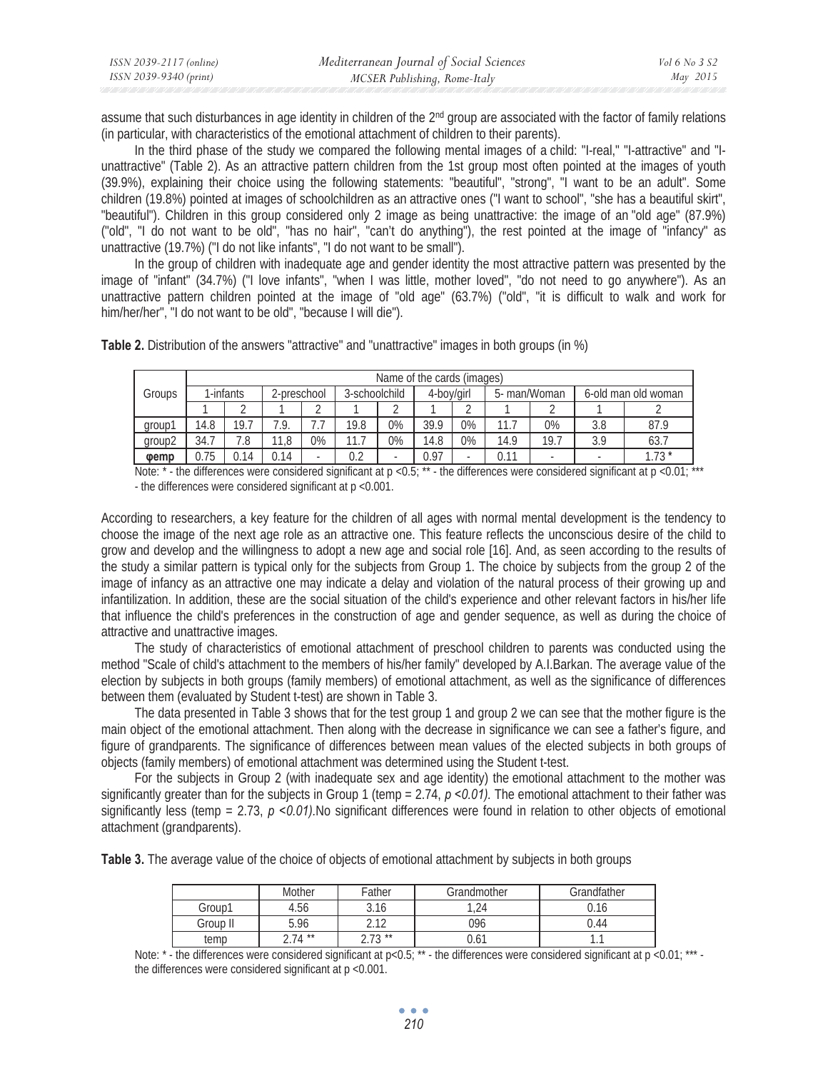assume that such disturbances in age identity in children of the 2nd group are associated with the factor of family relations (in particular, with characteristics of the emotional attachment of children to their parents).

In the third phase of the study we compared the following mental images of a child: "I-real," "I-attractive" and "I-unattractive" (Table 2). As an attractive pattern children from the 1st group most often pointed at the images of youth (39.9%), explaining their choice using the following statements: "beautiful", "strong", "I want to be an adult". Some children (19.8%) pointed at images of schoolchildren as an attractive ones ("I want to school", "she has a beautiful skirt", "beautiful"). Children in this group considered only 2 image as being unattractive: the image of an "old age" (87.9%) ("old", "I do not want to be old", "has no hair", "can't do anything"), the rest pointed at the image of "infancy" as unattractive (19.7%) ("I do not like infants", "I do not want to be small").

In the group of children with inadequate age and gender identity the most attractive pattern was presented by the image of "infant" (34.7%) ("I love infants", "when I was little, mother loved", "do not need to go anywhere"). As an unattractive pattern children pointed at the image of "old age" (63.7%) ("old", "it is difficult to walk and work for him/her/her", "I do not want to be old", "because I will die").

**Table 2.** Distribution of the answers "attractive" and "unattractive" images in both groups (in %)

| Groups | Name of the cards (images) | | | | | | | | | | | |
|---|---|---|---|---|---|---|---|---|---|---|---|---|
| | 1-infants | | 2-preschool | | 3-schoolchild | | 4-boy/girl | | 5- man/Woman | | 6-old man old woman | |
| | 1 | 2 | 1 | 2 | 1 | 2 | 1 | 2 | 1 | 2 | 1 | 2 |
| group1 | 14.8 | 19.7 | 7.9. | 7.7 | 19.8 | 0% | 39.9 | 0% | 11.7 | 0% | 3.8 | 87.9 |
| group2 | 34.7 | 7.8 | 11,8 | 0% | 11.7 | 0% | 14.8 | 0% | 14.9 | 19.7 | 3.9 | 63.7 |
| **φemp** | 0.75 | 0.14 | 0.14 | - | 0.2 | - | 0.97 | - | 0.11 | - | - | 1.73 * |

Note: * - the differences were considered significant at $p < 0.5$; ** - the differences were considered significant at $p < 0.01$; *** - the differences were considered significant at $p < 0.001$.

According to researchers, a key feature for the children of all ages with normal mental development is the tendency to choose the image of the next age role as an attractive one. This feature reflects the unconscious desire of the child to grow and develop and the willingness to adopt a new age and social role [16]. And, as seen according to the results of the study a similar pattern is typical only for the subjects from Group 1. The choice by subjects from the group 2 of the image of infancy as an attractive one may indicate a delay and violation of the natural process of their growing up and infantilization. In addition, these are the social situation of the child's experience and other relevant factors in his/her life that influence the child's preferences in the construction of age and gender sequence, as well as during the choice of attractive and unattractive images.

The study of characteristics of emotional attachment of preschool children to parents was conducted using the method "Scale of child's attachment to the members of his/her family" developed by A.I.Barkan. The average value of the election by subjects in both groups (family members) of emotional attachment, as well as the significance of differences between them (evaluated by Student t-test) are shown in Table 3.

The data presented in Table 3 shows that for the test group 1 and group 2 we can see that the mother figure is the main object of the emotional attachment. Then along with the decrease in significance we can see a father's figure, and figure of grandparents. The significance of differences between mean values of the elected subjects in both groups of objects (family members) of emotional attachment was determined using the Student t-test.

For the subjects in Group 2 (with inadequate sex and age identity) the emotional attachment to the mother was significantly greater than for the subjects in Group 1 (temp = 2.74, $p < 0.01$). The emotional attachment to their father was significantly less (temp = 2.73, $p < 0.01$).No significant differences were found in relation to other objects of emotional attachment (grandparents).

**Table 3.** The average value of the choice of objects of emotional attachment by subjects in both groups

| | Mother | Father | Grandmother | Grandfather |
|---|---|---|---|---|
| Group1 | 4.56 | 3.16 | 1,24 | 0.16 |
| Group II | 5.96 | 2.12 | 096 | 0.44 |
| temp | 2.74 ** | 2.73 ** | 0.61 | 1.1 |

Note: * - the differences were considered significant at $p < 0.5$; ** - the differences were considered significant at $p < 0.01$; *** - the differences were considered significant at $p < 0.001$.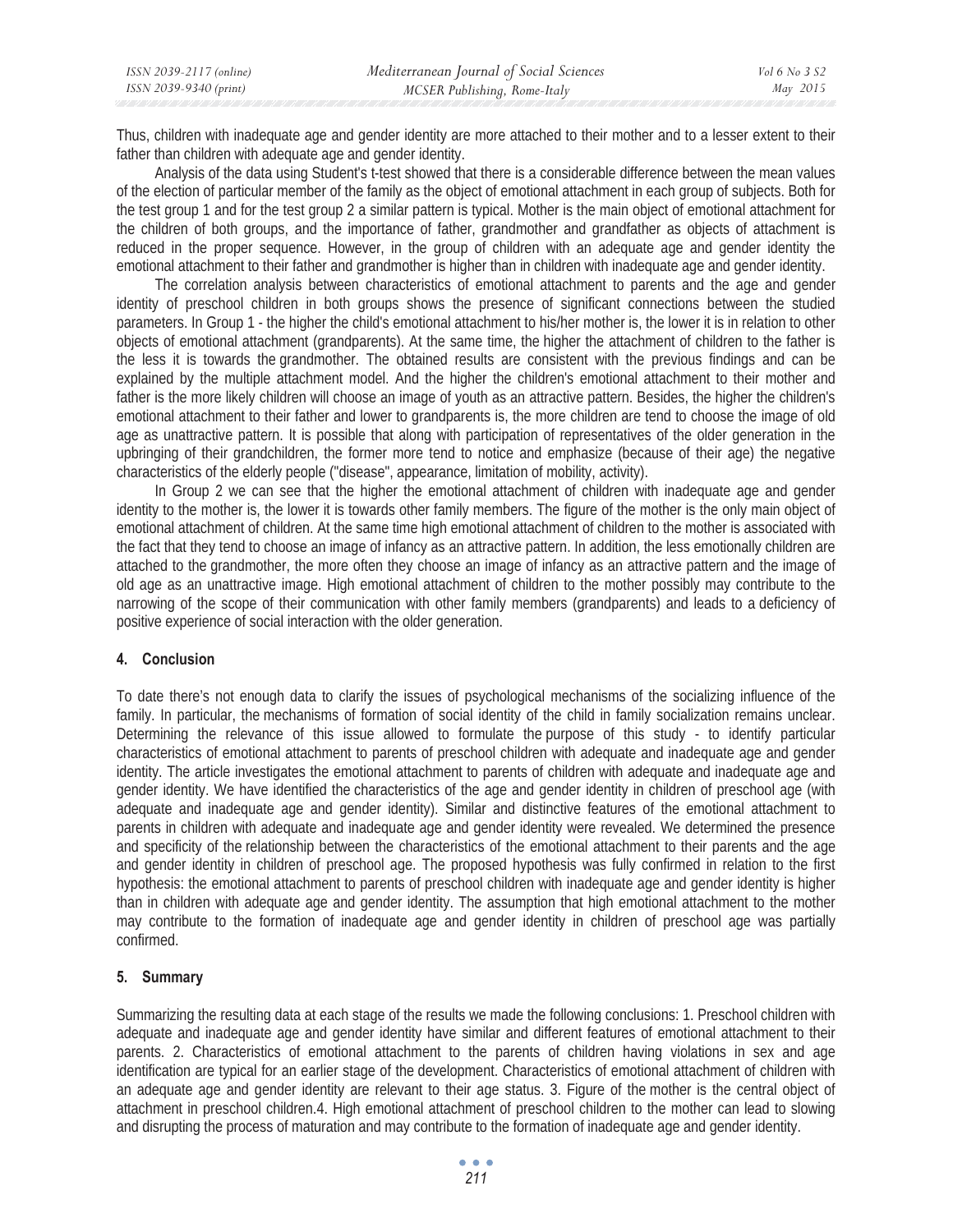Thus, children with inadequate age and gender identity are more attached to their mother and to a lesser extent to their father than children with adequate age and gender identity.

Analysis of the data using Student's t-test showed that there is a considerable difference between the mean values of the election of particular member of the family as the object of emotional attachment in each group of subjects. Both for the test group 1 and for the test group 2 a similar pattern is typical. Mother is the main object of emotional attachment for the children of both groups, and the importance of father, grandmother and grandfather as objects of attachment is reduced in the proper sequence. However, in the group of children with an adequate age and gender identity the emotional attachment to their father and grandmother is higher than in children with inadequate age and gender identity.

The correlation analysis between characteristics of emotional attachment to parents and the age and gender identity of preschool children in both groups shows the presence of significant connections between the studied parameters. In Group 1 - the higher the child's emotional attachment to his/her mother is, the lower it is in relation to other objects of emotional attachment (grandparents). At the same time, the higher the attachment of children to the father is the less it is towards the grandmother. The obtained results are consistent with the previous findings and can be explained by the multiple attachment model. And the higher the children's emotional attachment to their mother and father is the more likely children will choose an image of youth as an attractive pattern. Besides, the higher the children's emotional attachment to their father and lower to grandparents is, the more children are tend to choose the image of old age as unattractive pattern. It is possible that along with participation of representatives of the older generation in the upbringing of their grandchildren, the former more tend to notice and emphasize (because of their age) the negative characteristics of the elderly people ("disease", appearance, limitation of mobility, activity).

In Group 2 we can see that the higher the emotional attachment of children with inadequate age and gender identity to the mother is, the lower it is towards other family members. The figure of the mother is the only main object of emotional attachment of children. At the same time high emotional attachment of children to the mother is associated with the fact that they tend to choose an image of infancy as an attractive pattern. In addition, the less emotionally children are attached to the grandmother, the more often they choose an image of infancy as an attractive pattern and the image of old age as an unattractive image. High emotional attachment of children to the mother possibly may contribute to the narrowing of the scope of their communication with other family members (grandparents) and leads to a deficiency of positive experience of social interaction with the older generation.

## 4. Conclusion

To date there's not enough data to clarify the issues of psychological mechanisms of the socializing influence of the family. In particular, the mechanisms of formation of social identity of the child in family socialization remains unclear. Determining the relevance of this issue allowed to formulate the purpose of this study - to identify particular characteristics of emotional attachment to parents of preschool children with adequate and inadequate age and gender identity. The article investigates the emotional attachment to parents of children with adequate and inadequate age and gender identity. We have identified the characteristics of the age and gender identity in children of preschool age (with adequate and inadequate age and gender identity). Similar and distinctive features of the emotional attachment to parents in children with adequate and inadequate age and gender identity were revealed. We determined the presence and specificity of the relationship between the characteristics of the emotional attachment to their parents and the age and gender identity in children of preschool age. The proposed hypothesis was fully confirmed in relation to the first hypothesis: the emotional attachment to parents of preschool children with inadequate age and gender identity is higher than in children with adequate age and gender identity. The assumption that high emotional attachment to the mother may contribute to the formation of inadequate age and gender identity in children of preschool age was partially confirmed.

## 5. Summary

Summarizing the resulting data at each stage of the results we made the following conclusions: 1. Preschool children with adequate and inadequate age and gender identity have similar and different features of emotional attachment to their parents. 2. Characteristics of emotional attachment to the parents of children having violations in sex and age identification are typical for an earlier stage of the development. Characteristics of emotional attachment of children with an adequate age and gender identity are relevant to their age status. 3. Figure of the mother is the central object of attachment in preschool children.4. High emotional attachment of preschool children to the mother can lead to slowing and disrupting the process of maturation and may contribute to the formation of inadequate age and gender identity.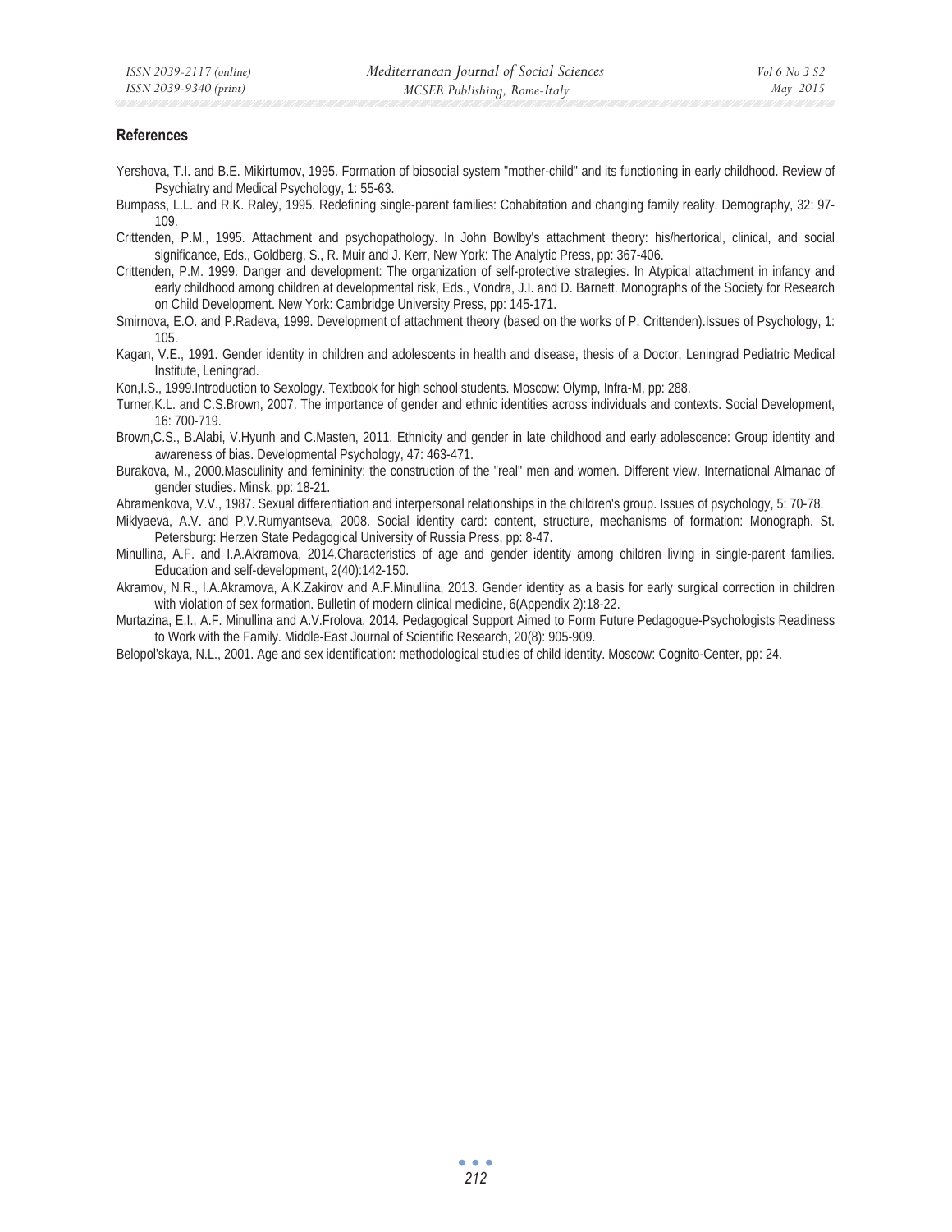## References

Yershova, T.I. and B.E. Mikirtumov, 1995. Formation of biosocial system "mother-child" and its functioning in early childhood. Review of Psychiatry and Medical Psychology, 1: 55-63.

Bumpass, L.L. and R.K. Raley, 1995. Redefining single-parent families: Cohabitation and changing family reality. Demography, 32: 97-109.

Crittenden, P.M., 1995. Attachment and psychopathology. In John Bowlby's attachment theory: his/hertorical, clinical, and social significance, Eds., Goldberg, S., R. Muir and J. Kerr, New York: The Analytic Press, pp: 367-406.

Crittenden, P.M. 1999. Danger and development: The organization of self-protective strategies. In Atypical attachment in infancy and early childhood among children at developmental risk, Eds., Vondra, J.I. and D. Barnett. Monographs of the Society for Research on Child Development. New York: Cambridge University Press, pp: 145-171.

Smirnova, E.O. and P.Radeva, 1999. Development of attachment theory (based on the works of P. Crittenden).Issues of Psychology, 1: 105.

Kagan, V.E., 1991. Gender identity in children and adolescents in health and disease, thesis of a Doctor, Leningrad Pediatric Medical Institute, Leningrad.

Kon,I.S., 1999.Introduction to Sexology. Textbook for high school students. Moscow: Olymp, Infra-M, pp: 288.

Turner,K.L. and C.S.Brown, 2007. The importance of gender and ethnic identities across individuals and contexts. Social Development, 16: 700-719.

Brown,C.S., B.Alabi, V.Hyunh and C.Masten, 2011. Ethnicity and gender in late childhood and early adolescence: Group identity and awareness of bias. Developmental Psychology, 47: 463-471.

Burakova, M., 2000.Masculinity and femininity: the construction of the "real" men and women. Different view. International Almanac of gender studies. Minsk, pp: 18-21.

Abramenkova, V.V., 1987. Sexual differentiation and interpersonal relationships in the children's group. Issues of psychology, 5: 70-78.

Miklyaeva, A.V. and P.V.Rumyantseva, 2008. Social identity card: content, structure, mechanisms of formation: Monograph. St. Petersburg: Herzen State Pedagogical University of Russia Press, pp: 8-47.

Minullina, A.F. and I.A.Akramova, 2014.Characteristics of age and gender identity among children living in single-parent families. Education and self-development, 2(40):142-150.

Akramov, N.R., I.A.Akramova, A.K.Zakirov and A.F.Minullina, 2013. Gender identity as a basis for early surgical correction in children with violation of sex formation. Bulletin of modern clinical medicine, 6(Appendix 2):18-22.

Murtazina, E.I., A.F. Minullina and A.V.Frolova, 2014. Pedagogical Support Aimed to Form Future Pedagogue-Psychologists Readiness to Work with the Family. Middle-East Journal of Scientific Research, 20(8): 905-909.

Belopol'skaya, N.L., 2001. Age and sex identification: methodological studies of child identity. Moscow: Cognito-Center, pp: 24.